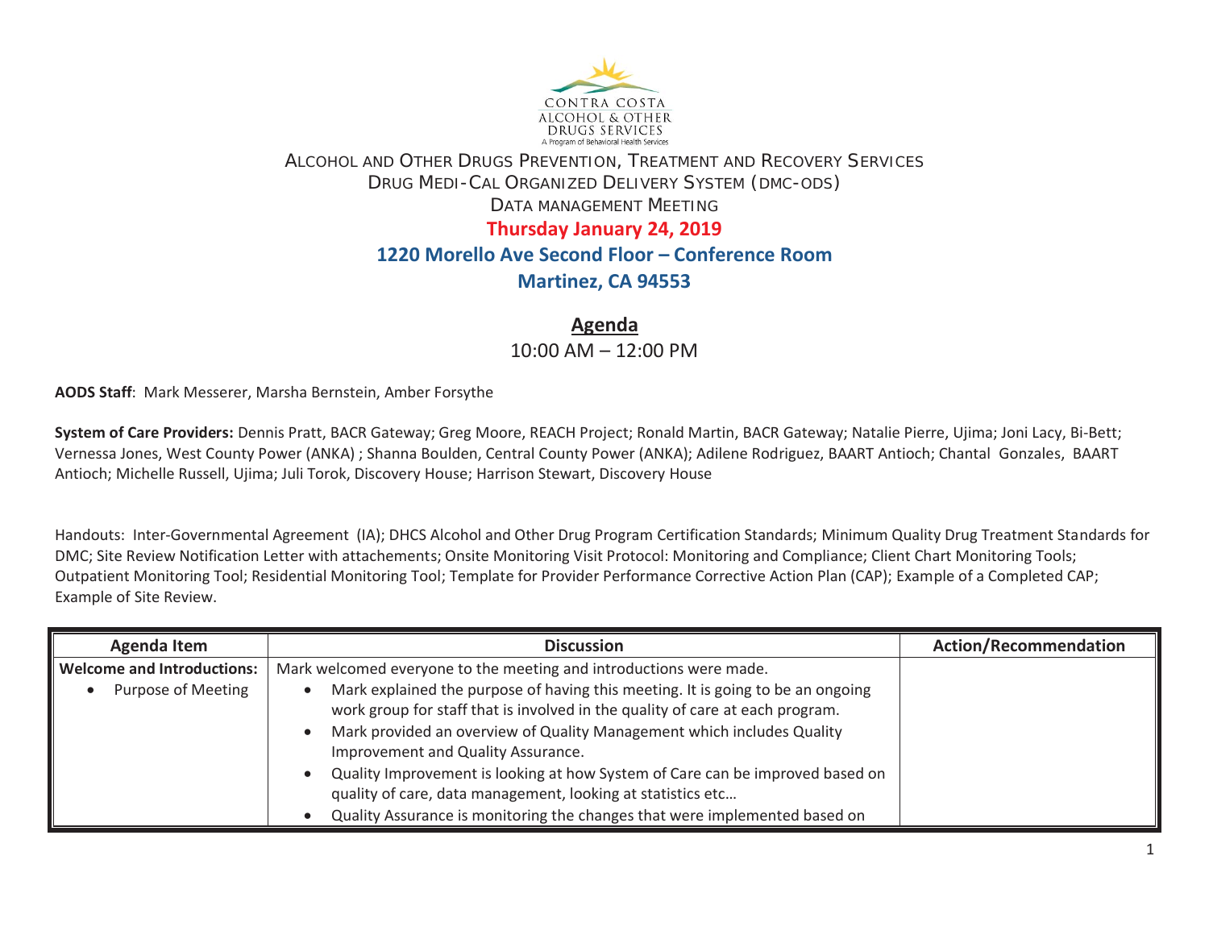CONTRA COSTA
ALCOHOL & OTHER
DRUGS SERVICES
A Program of Behavioral Health Services

# ALCOHOL AND OTHER DRUGS PREVENTION, TREATMENT AND RECOVERY SERVICES
## DRUG MEDI-CAL ORGANIZED DELIVERY SYSTEM (DMC-ODS)
## DATA MANAGEMENT MEETING

**Thursday January 24, 2019**

**1220 Morello Ave Second Floor – Conference Room**

**Martinez, CA 94553**

## Agenda

10:00 AM – 12:00 PM

**AODS Staff**: Mark Messerer, Marsha Bernstein, Amber Forsythe

**System of Care Providers:** Dennis Pratt, BACR Gateway; Greg Moore, REACH Project; Ronald Martin, BACR Gateway; Natalie Pierre, Ujima; Joni Lacy, Bi-Bett; Vernessa Jones, West County Power (ANKA) ; Shanna Boulden, Central County Power (ANKA); Adilene Rodriguez, BAART Antioch; Chantal Gonzales, BAART Antioch; Michelle Russell, Ujima; Juli Torok, Discovery House; Harrison Stewart, Discovery House

Handouts: Inter-Governmental Agreement (IA); DHCS Alcohol and Other Drug Program Certification Standards; Minimum Quality Drug Treatment Standards for DMC; Site Review Notification Letter with attachements; Onsite Monitoring Visit Protocol: Monitoring and Compliance; Client Chart Monitoring Tools; Outpatient Monitoring Tool; Residential Monitoring Tool; Template for Provider Performance Corrective Action Plan (CAP); Example of a Completed CAP; Example of Site Review.

| Agenda Item | Discussion | Action/Recommendation |
|---|---|---|
| **Welcome and Introductions:**<br>• Purpose of Meeting | Mark welcomed everyone to the meeting and introductions were made.<br>• Mark explained the purpose of having this meeting. It is going to be an ongoing work group for staff that is involved in the quality of care at each program.<br>• Mark provided an overview of Quality Management which includes Quality Improvement and Quality Assurance.<br>• Quality Improvement is looking at how System of Care can be improved based on quality of care, data management, looking at statistics etc…<br>• Quality Assurance is monitoring the changes that were implemented based on | |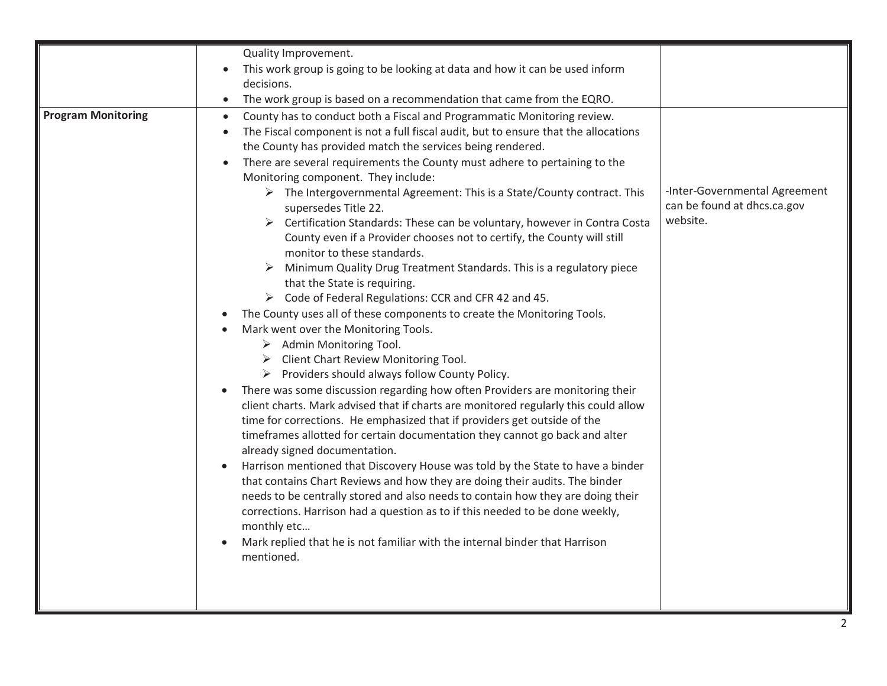| | | |
|---|---|---|
| | Quality Improvement.<br>• This work group is going to be looking at data and how it can be used inform decisions.<br>• The work group is based on a recommendation that came from the EQRO. | |
| **Program Monitoring** | • County has to conduct both a Fiscal and Programmatic Monitoring review.<br>• The Fiscal component is not a full fiscal audit, but to ensure that the allocations the County has provided match the services being rendered.<br>• There are several requirements the County must adhere to pertaining to the Monitoring component. They include:<br>&nbsp;&nbsp;➢ The Intergovernmental Agreement: This is a State/County contract. This supersedes Title 22.<br>&nbsp;&nbsp;➢ Certification Standards: These can be voluntary, however in Contra Costa County even if a Provider chooses not to certify, the County will still monitor to these standards.<br>&nbsp;&nbsp;➢ Minimum Quality Drug Treatment Standards. This is a regulatory piece that the State is requiring.<br>&nbsp;&nbsp;➢ Code of Federal Regulations: CCR and CFR 42 and 45.<br>• The County uses all of these components to create the Monitoring Tools.<br>• Mark went over the Monitoring Tools.<br>&nbsp;&nbsp;➢ Admin Monitoring Tool.<br>&nbsp;&nbsp;➢ Client Chart Review Monitoring Tool.<br>&nbsp;&nbsp;➢ Providers should always follow County Policy.<br>• There was some discussion regarding how often Providers are monitoring their client charts. Mark advised that if charts are monitored regularly this could allow time for corrections. He emphasized that if providers get outside of the timeframes allotted for certain documentation they cannot go back and alter already signed documentation.<br>• Harrison mentioned that Discovery House was told by the State to have a binder that contains Chart Reviews and how they are doing their audits. The binder needs to be centrally stored and also needs to contain how they are doing their corrections. Harrison had a question as to if this needed to be done weekly, monthly etc…<br>• Mark replied that he is not familiar with the internal binder that Harrison mentioned. | -Inter-Governmental Agreement can be found at dhcs.ca.gov website. |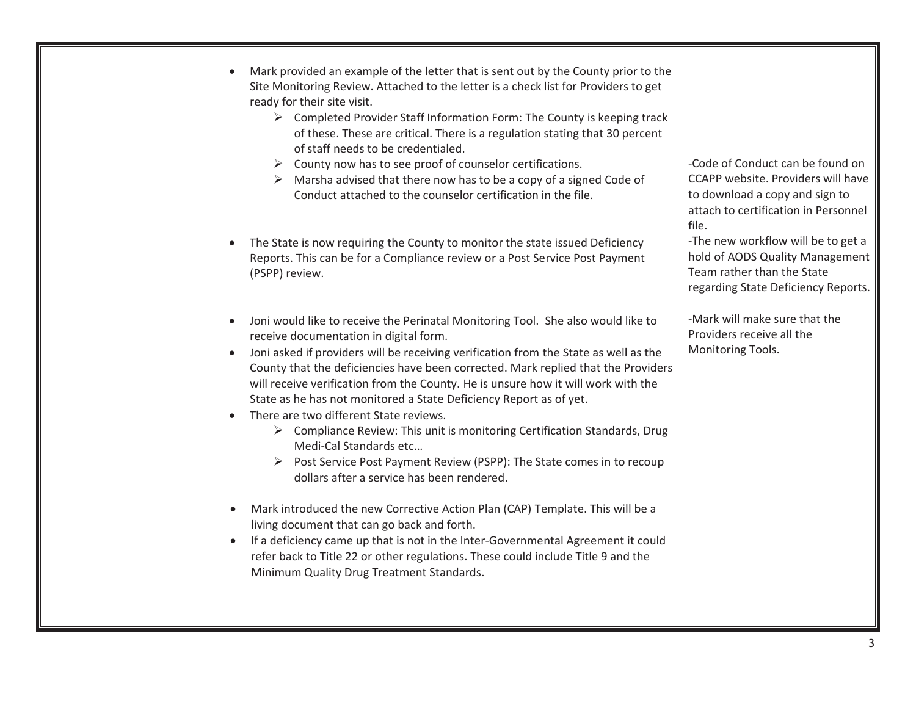| | | |
|---|---|---|
| | • Mark provided an example of the letter that is sent out by the County prior to the Site Monitoring Review. Attached to the letter is a check list for Providers to get ready for their site visit.<br>➢ Completed Provider Staff Information Form: The County is keeping track of these. These are critical. There is a regulation stating that 30 percent of staff needs to be credentialed.<br>➢ County now has to see proof of counselor certifications.<br>➢ Marsha advised that there now has to be a copy of a signed Code of Conduct attached to the counselor certification in the file.<br><br>• The State is now requiring the County to monitor the state issued Deficiency Reports. This can be for a Compliance review or a Post Service Post Payment (PSPP) review.<br><br>• Joni would like to receive the Perinatal Monitoring Tool. She also would like to receive documentation in digital form.<br>• Joni asked if providers will be receiving verification from the State as well as the County that the deficiencies have been corrected. Mark replied that the Providers will receive verification from the County. He is unsure how it will work with the State as he has not monitored a State Deficiency Report as of yet.<br>• There are two different State reviews.<br>➢ Compliance Review: This unit is monitoring Certification Standards, Drug Medi-Cal Standards etc…<br>➢ Post Service Post Payment Review (PSPP): The State comes in to recoup dollars after a service has been rendered.<br><br>• Mark introduced the new Corrective Action Plan (CAP) Template. This will be a living document that can go back and forth.<br>• If a deficiency came up that is not in the Inter-Governmental Agreement it could refer back to Title 22 or other regulations. These could include Title 9 and the Minimum Quality Drug Treatment Standards. | -Code of Conduct can be found on CCAPP website. Providers will have to download a copy and sign to attach to certification in Personnel file.<br>-The new workflow will be to get a hold of AODS Quality Management Team rather than the State regarding State Deficiency Reports.<br><br>-Mark will make sure that the Providers receive all the Monitoring Tools. |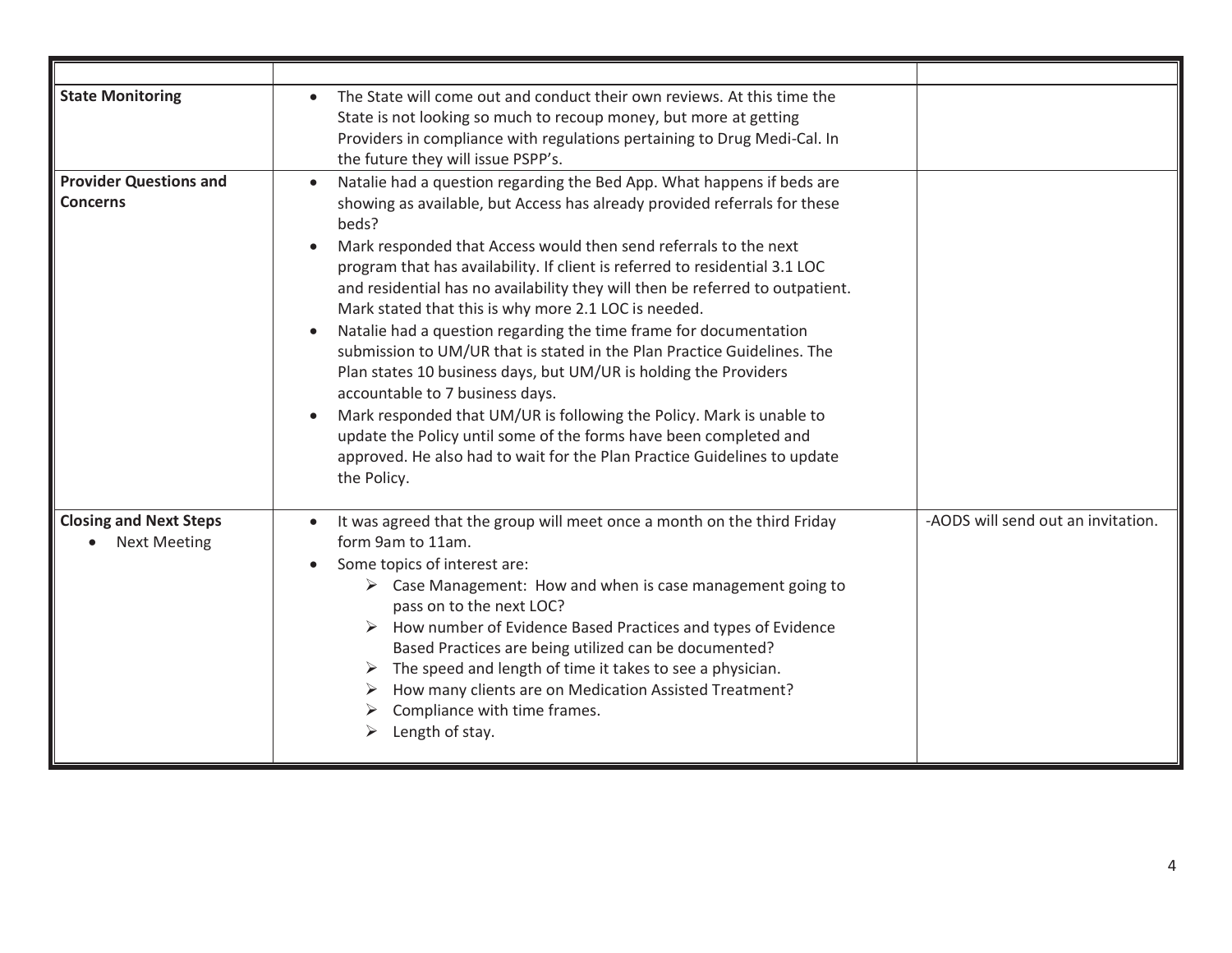| | | |
|---|---|---|
| **State Monitoring** | • The State will come out and conduct their own reviews. At this time the State is not looking so much to recoup money, but more at getting Providers in compliance with regulations pertaining to Drug Medi-Cal. In the future they will issue PSPP's. | |
| **Provider Questions and Concerns** | • Natalie had a question regarding the Bed App. What happens if beds are showing as available, but Access has already provided referrals for these beds?<br>• Mark responded that Access would then send referrals to the next program that has availability. If client is referred to residential 3.1 LOC and residential has no availability they will then be referred to outpatient. Mark stated that this is why more 2.1 LOC is needed.<br>• Natalie had a question regarding the time frame for documentation submission to UM/UR that is stated in the Plan Practice Guidelines. The Plan states 10 business days, but UM/UR is holding the Providers accountable to 7 business days.<br>• Mark responded that UM/UR is following the Policy. Mark is unable to update the Policy until some of the forms have been completed and approved. He also had to wait for the Plan Practice Guidelines to update the Policy. | |
| **Closing and Next Steps**<br>• Next Meeting | • It was agreed that the group will meet once a month on the third Friday form 9am to 11am.<br>• Some topics of interest are:<br>➢ Case Management: How and when is case management going to pass on to the next LOC?<br>➢ How number of Evidence Based Practices and types of Evidence Based Practices are being utilized can be documented?<br>➢ The speed and length of time it takes to see a physician.<br>➢ How many clients are on Medication Assisted Treatment?<br>➢ Compliance with time frames.<br>➢ Length of stay. | -AODS will send out an invitation. |